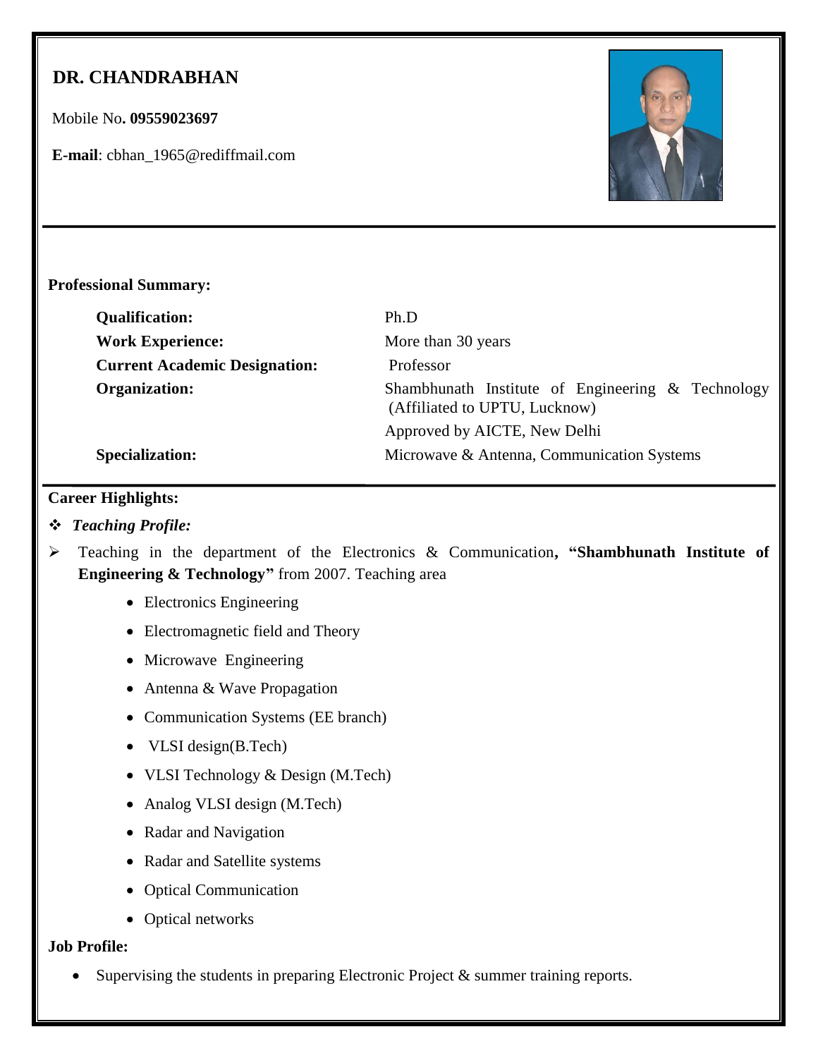# DR. CHANDRABHAN

Mobile No**. 09559023697**

**E-mail**: cbhan_1965@rediffmail.com

**Professional Summary:**

| | |
|---|---|
| **Qualification:** | Ph.D |
| **Work Experience:** | More than 30 years |
| **Current Academic Designation:** | Professor |
| **Organization:** | Shambhunath Institute of Engineering & Technology (Affiliated to UPTU, Lucknow) Approved by AICTE, New Delhi |
| **Specialization:** | Microwave & Antenna, Communication Systems |

**Career Highlights:**

- ***Teaching Profile:***

- Teaching in the department of the Electronics & Communication**, "Shambhunath Institute of Engineering & Technology"** from 2007. Teaching area
    - Electronics Engineering
    - Electromagnetic field and Theory
    - Microwave Engineering
    - Antenna & Wave Propagation
    - Communication Systems (EE branch)
    - VLSI design(B.Tech)
    - VLSI Technology & Design (M.Tech)
    - Analog VLSI design (M.Tech)
    - Radar and Navigation
    - Radar and Satellite systems
    - Optical Communication
    - Optical networks

**Job Profile:**

- Supervising the students in preparing Electronic Project & summer training reports.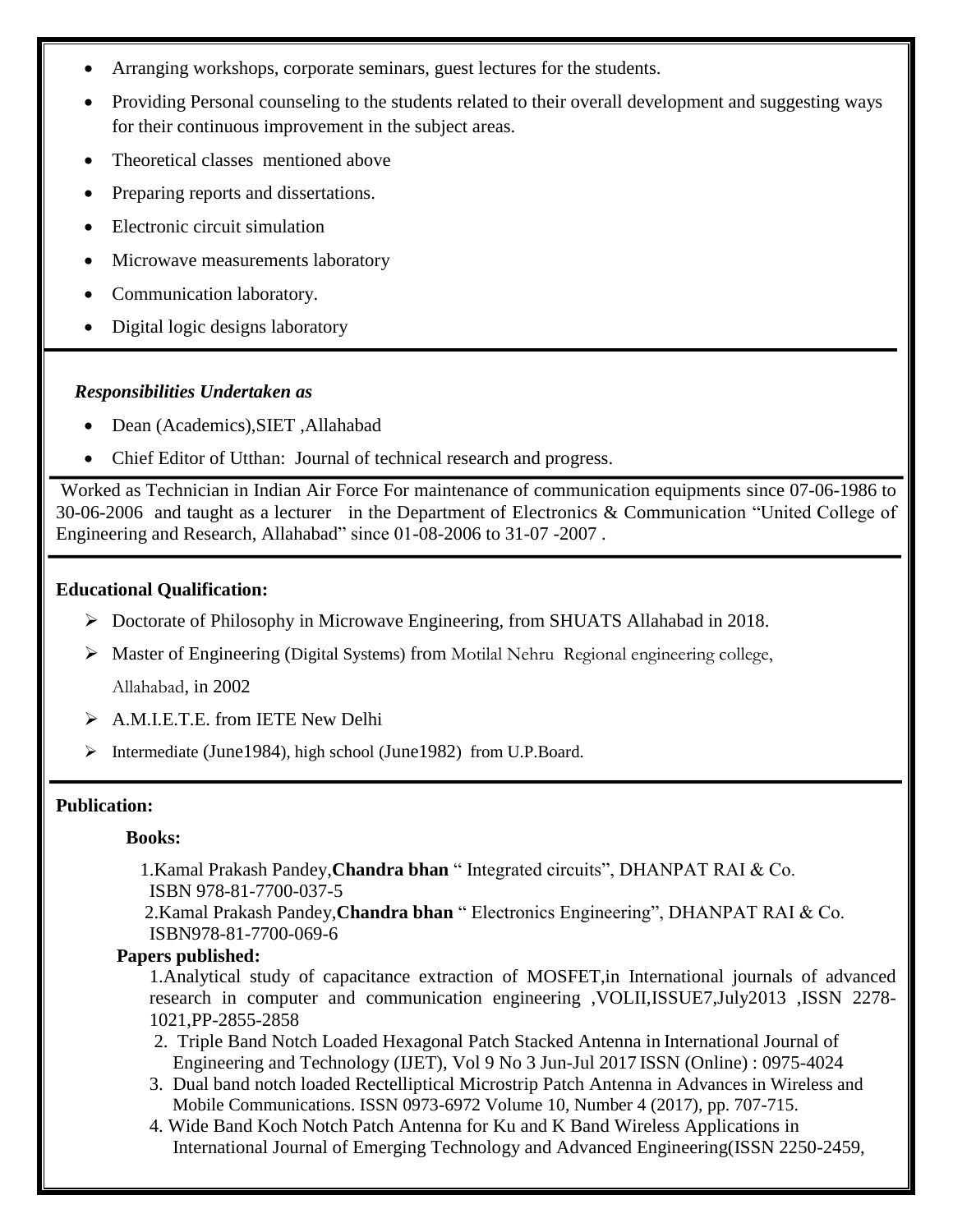- Arranging workshops, corporate seminars, guest lectures for the students.
- Providing Personal counseling to the students related to their overall development and suggesting ways for their continuous improvement in the subject areas.
- Theoretical classes mentioned above
- Preparing reports and dissertations.
- Electronic circuit simulation
- Microwave measurements laboratory
- Communication laboratory.
- Digital logic designs laboratory

***Responsibilities Undertaken as***

- Dean (Academics),SIET ,Allahabad
- Chief Editor of Utthan: Journal of technical research and progress.

Worked as Technician in Indian Air Force For maintenance of communication equipments since 07-06-1986 to 30-06-2006 and taught as a lecturer in the Department of Electronics & Communication "United College of Engineering and Research, Allahabad" since 01-08-2006 to 31-07 -2007 .

**Educational Qualification:**

- Doctorate of Philosophy in Microwave Engineering, from SHUATS Allahabad in 2018.
- Master of Engineering (Digital Systems) from Motilal Nehru Regional engineering college, Allahabad, in 2002
- A.M.I.E.T.E. from IETE New Delhi
- Intermediate (June1984), high school (June1982) from U.P.Board.

**Publication:**

**Books:**

1.Kamal Prakash Pandey,**Chandra bhan** " Integrated circuits", DHANPAT RAI & Co. ISBN 978-81-7700-037-5

2.Kamal Prakash Pandey,**Chandra bhan** " Electronics Engineering", DHANPAT RAI & Co. ISBN978-81-7700-069-6

**Papers published:**

1.Analytical study of capacitance extraction of MOSFET,in International journals of advanced research in computer and communication engineering ,VOLII,ISSUE7,July2013 ,ISSN 2278-1021,PP-2855-2858

2. Triple Band Notch Loaded Hexagonal Patch Stacked Antenna in International Journal of Engineering and Technology (IJET), Vol 9 No 3 Jun-Jul 2017 ISSN (Online) : 0975-4024

3. Dual band notch loaded Rectelliptical Microstrip Patch Antenna in Advances in Wireless and Mobile Communications. ISSN 0973-6972 Volume 10, Number 4 (2017), pp. 707-715.

4. Wide Band Koch Notch Patch Antenna for Ku and K Band Wireless Applications in International Journal of Emerging Technology and Advanced Engineering(ISSN 2250-2459,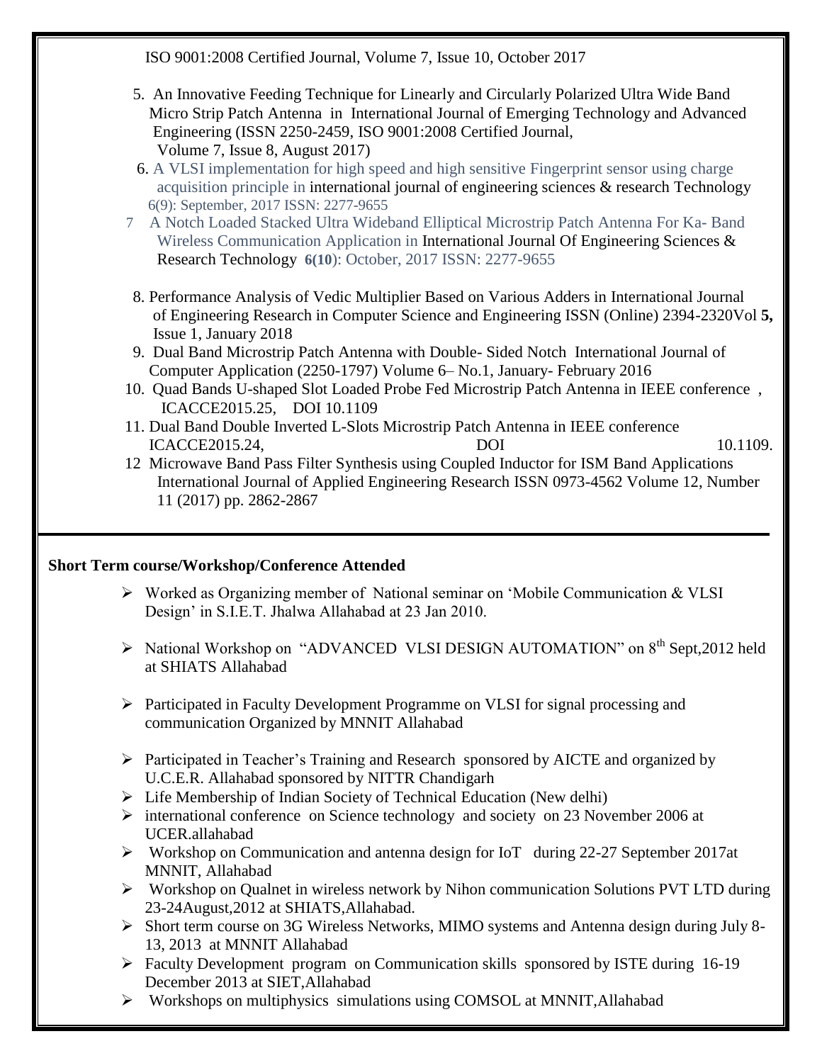ISO 9001:2008 Certified Journal, Volume 7, Issue 10, October 2017

5. An Innovative Feeding Technique for Linearly and Circularly Polarized Ultra Wide Band Micro Strip Patch Antenna in International Journal of Emerging Technology and Advanced Engineering (ISSN 2250-2459, ISO 9001:2008 Certified Journal, Volume 7, Issue 8, August 2017)
6. A VLSI implementation for high speed and high sensitive Fingerprint sensor using charge acquisition principle in international journal of engineering sciences & research Technology 6(9): September, 2017 ISSN: 2277-9655
7. A Notch Loaded Stacked Ultra Wideband Elliptical Microstrip Patch Antenna For Ka- Band Wireless Communication Application in International Journal Of Engineering Sciences & Research Technology **6(10**): October, 2017 ISSN: 2277-9655
8. Performance Analysis of Vedic Multiplier Based on Various Adders in International Journal of Engineering Research in Computer Science and Engineering ISSN (Online) 2394-2320Vol **5,** Issue 1, January 2018
9. Dual Band Microstrip Patch Antenna with Double- Sided Notch International Journal of Computer Application (2250-1797) Volume 6– No.1, January- February 2016
10. Quad Bands U-shaped Slot Loaded Probe Fed Microstrip Patch Antenna in IEEE conference , ICACCE2015.25, DOI 10.1109
11. Dual Band Double Inverted L-Slots Microstrip Patch Antenna in IEEE conference ICACCE2015.24, DOI 10.1109.
12. Microwave Band Pass Filter Synthesis using Coupled Inductor for ISM Band Applications International Journal of Applied Engineering Research ISSN 0973-4562 Volume 12, Number 11 (2017) pp. 2862-2867

**Short Term course/Workshop/Conference Attended**

- Worked as Organizing member of National seminar on 'Mobile Communication & VLSI Design' in S.I.E.T. Jhalwa Allahabad at 23 Jan 2010.
- National Workshop on "ADVANCED VLSI DESIGN AUTOMATION" on 8th Sept,2012 held at SHIATS Allahabad
- Participated in Faculty Development Programme on VLSI for signal processing and communication Organized by MNNIT Allahabad
- Participated in Teacher's Training and Research sponsored by AICTE and organized by U.C.E.R. Allahabad sponsored by NITTR Chandigarh
- Life Membership of Indian Society of Technical Education (New delhi)
- international conference on Science technology and society on 23 November 2006 at UCER.allahabad
- Workshop on Communication and antenna design for IoT during 22-27 September 2017at MNNIT, Allahabad
- Workshop on Qualnet in wireless network by Nihon communication Solutions PVT LTD during 23-24August,2012 at SHIATS,Allahabad.
- Short term course on 3G Wireless Networks, MIMO systems and Antenna design during July 8-13, 2013 at MNNIT Allahabad
- Faculty Development program on Communication skills sponsored by ISTE during 16-19 December 2013 at SIET,Allahabad
- Workshops on multiphysics simulations using COMSOL at MNNIT,Allahabad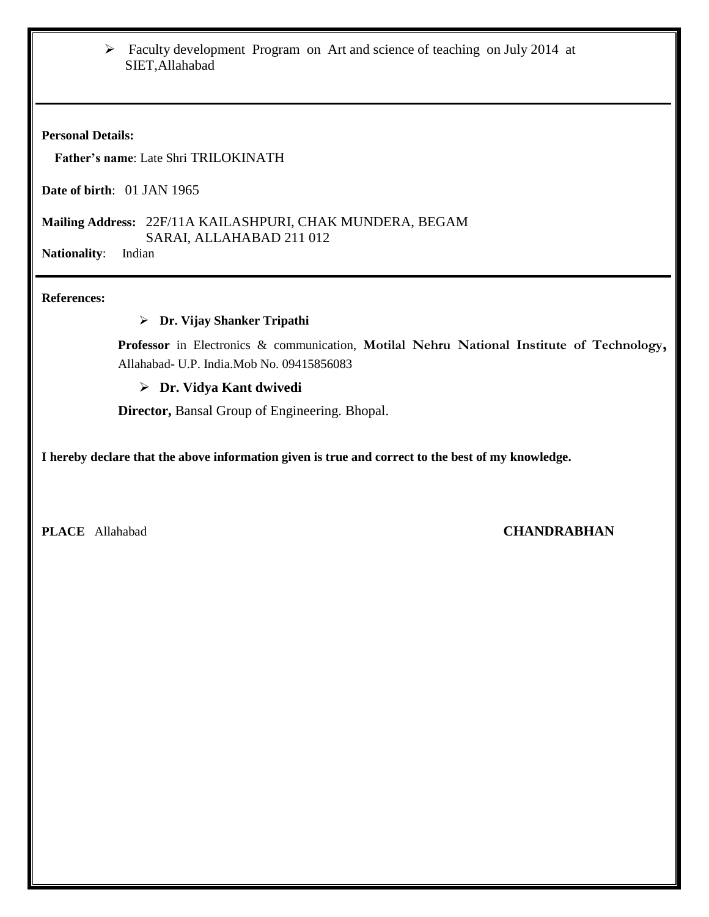- Faculty development Program on Art and science of teaching on July 2014 at SIET,Allahabad

---

**Personal Details:**

**Father's name**: Late Shri TRILOKINATH

**Date of birth**: 01 JAN 1965

**Mailing Address:** 22F/11A KAILASHPURI, CHAK MUNDERA, BEGAM SARAI, ALLAHABAD 211 012

**Nationality**: Indian

---

**References:**

- **Dr. Vijay Shanker Tripathi**

  **Professor** in Electronics & communication, **Motilal Nehru National Institute of Technology,** Allahabad- U.P. India.Mob No. 09415856083

- **Dr. Vidya Kant dwivedi**

  **Director,** Bansal Group of Engineering. Bhopal.

**I hereby declare that the above information given is true and correct to the best of my knowledge.**

**PLACE** Allahabad

**CHANDRABHAN**